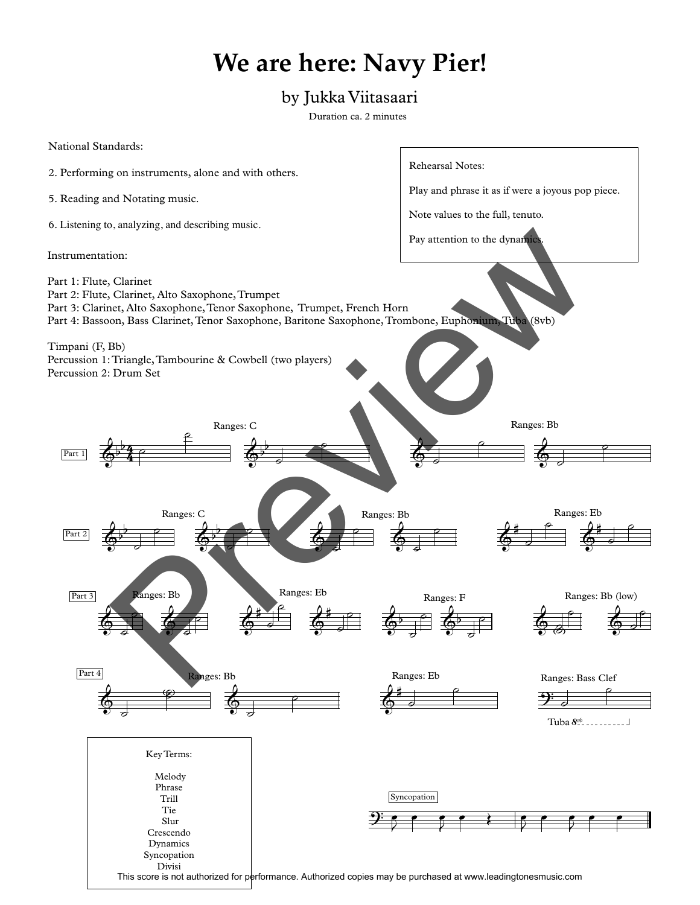# We are here: Navy Pier!

## by Jukka Viitasaari

Duration ca. 2 minutes

National Standards:

2. Performing on instruments, alone and with others.

5. Reading and Notating music.

6. Listening to, analyzing, and describing music.

Rehearsal Notes:

Play and phrase it as if were a joyous pop piece.

Note values to the full, tenuto.

Pay attention to the dynamics.

Instrumentation:

Part 1: Flute, Clarinet
Part 2: Flute, Clarinet, Alto Saxophone, Trumpet
Part 3: Clarinet, Alto Saxophone, Tenor Saxophone, Trumpet, French Horn
Part 4: Bassoon, Bass Clarinet, Tenor Saxophone, Baritone Saxophone, Trombone, Euphonium, Tuba (8vb)

Timpani (F, Bb)
Percussion 1: Triangle, Tambourine & Cowbell (two players)
Percussion 2: Drum Set

Part 1 — Ranges: C — Ranges: Bb

Part 2 — Ranges: C — Ranges: Bb — Ranges: Eb

Part 3 — Ranges: Bb — Ranges: Eb — Ranges: F — Ranges: Bb (low)

Part 4 — Ranges: Bb — Ranges: Eb — Ranges: Bass Clef — Tuba 8vb

Key Terms:

Melody
Phrase
Trill
Tie
Slur
Crescendo
Dynamics
Syncopation
Divisi

Syncopation

This score is not authorized for performance. Authorized copies may be purchased at www.leadingtonesmusic.com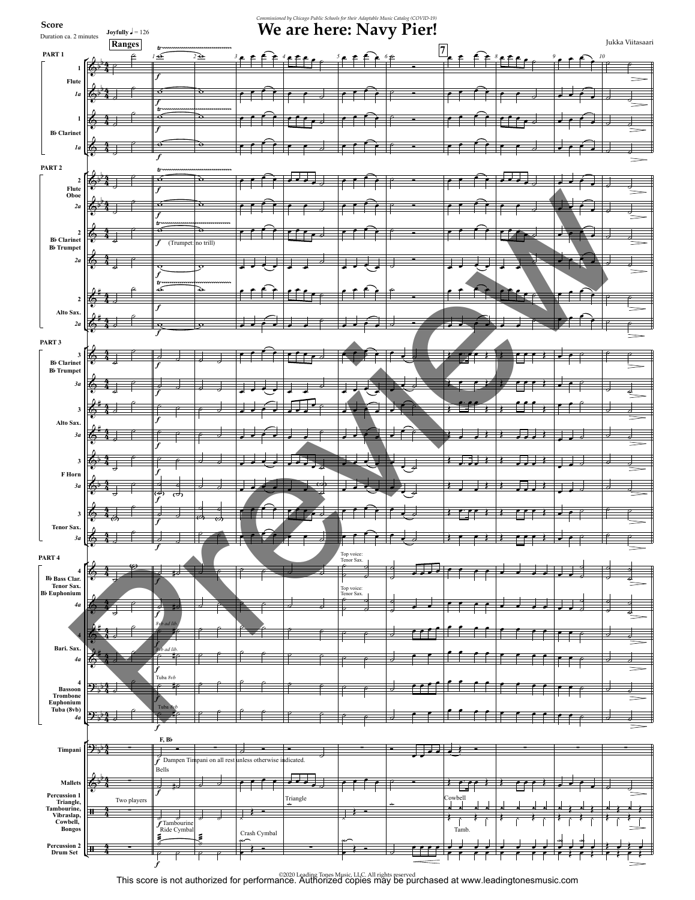Score

Duration ca. 2 minutes

*Commissioned by Chicago Public Schools for their Adaptable Music Catalog (COVID-19)*

# We are here: Navy Pier!

Jukka Viitasaari

Joyfully ♩ = 126

Ranges

©2020 Leading Tones Music, LLC. All rights reserved

This score is not authorized for performance. Authorized copies may be purchased at www.leadingtonesmusic.com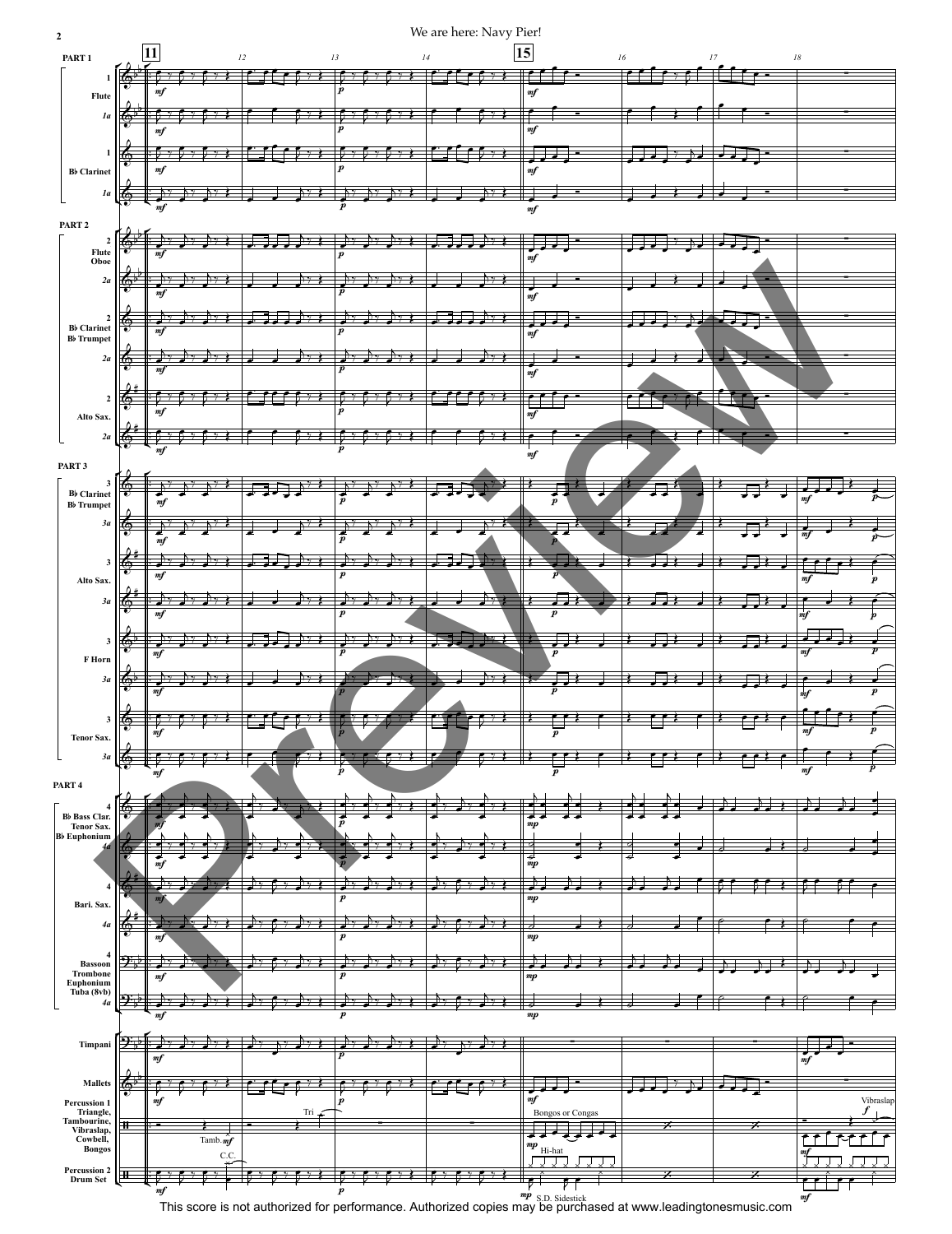This score is not authorized for performance. Authorized copies may be purchased at www.leadingtonesmusic.com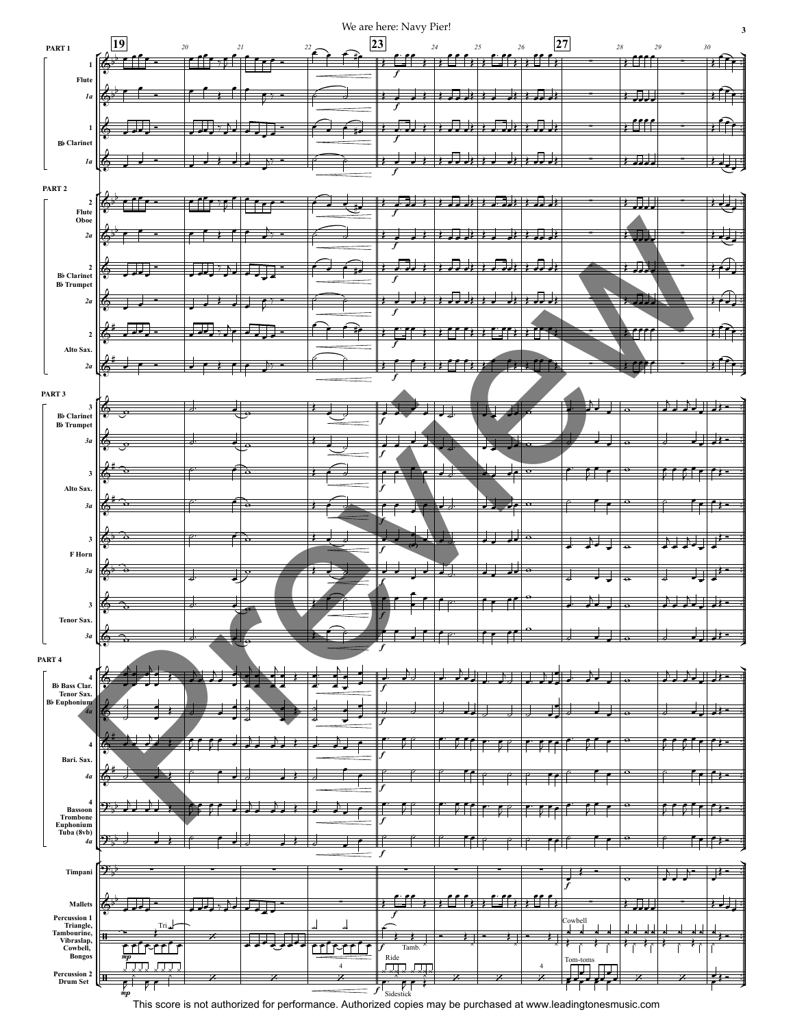This score is not authorized for performance. Authorized copies may be purchased at www.leadingtonesmusic.com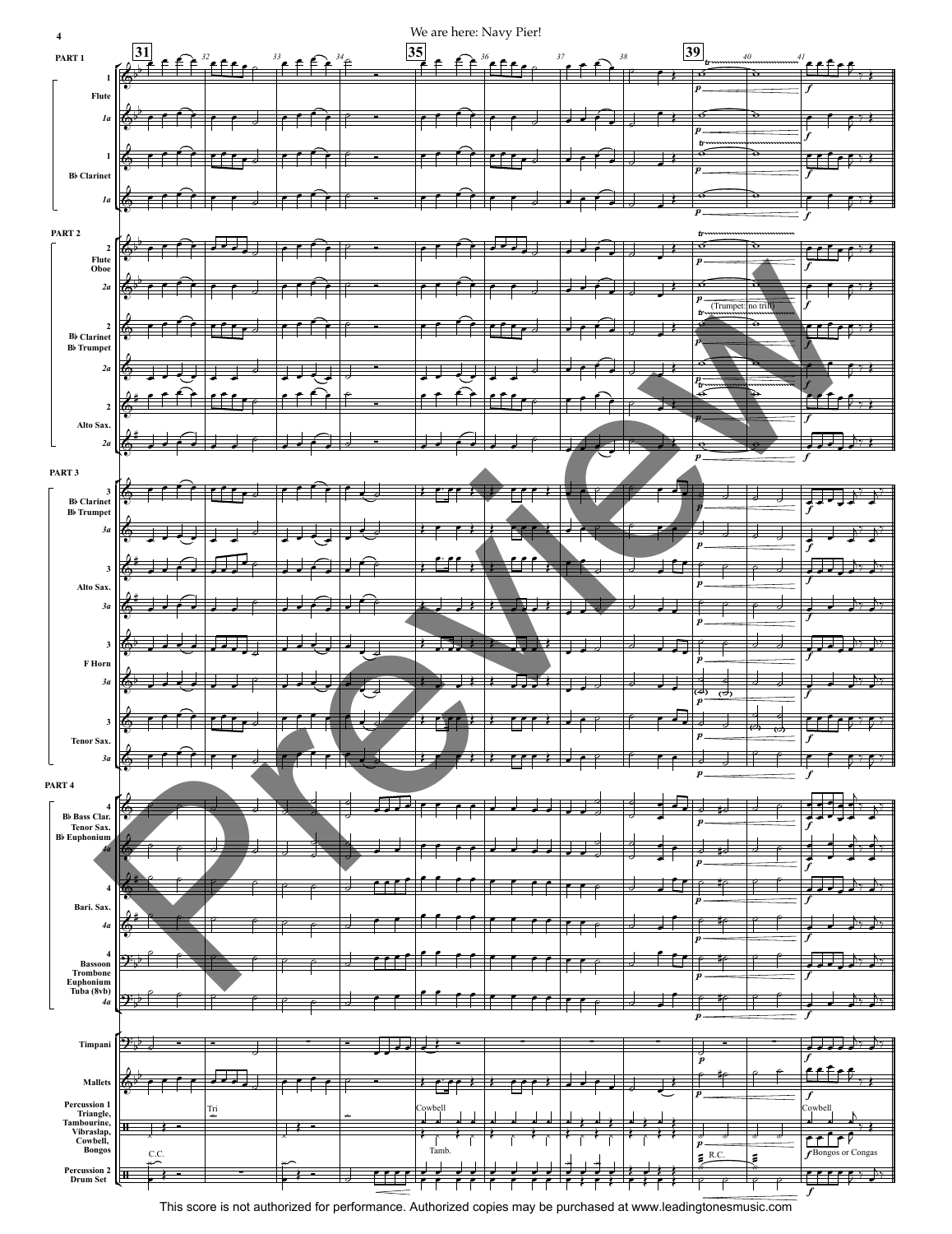PART 1

PART 2

PART 3

PART 4

This score is not authorized for performance. Authorized copies may be purchased at www.leadingtonesmusic.com